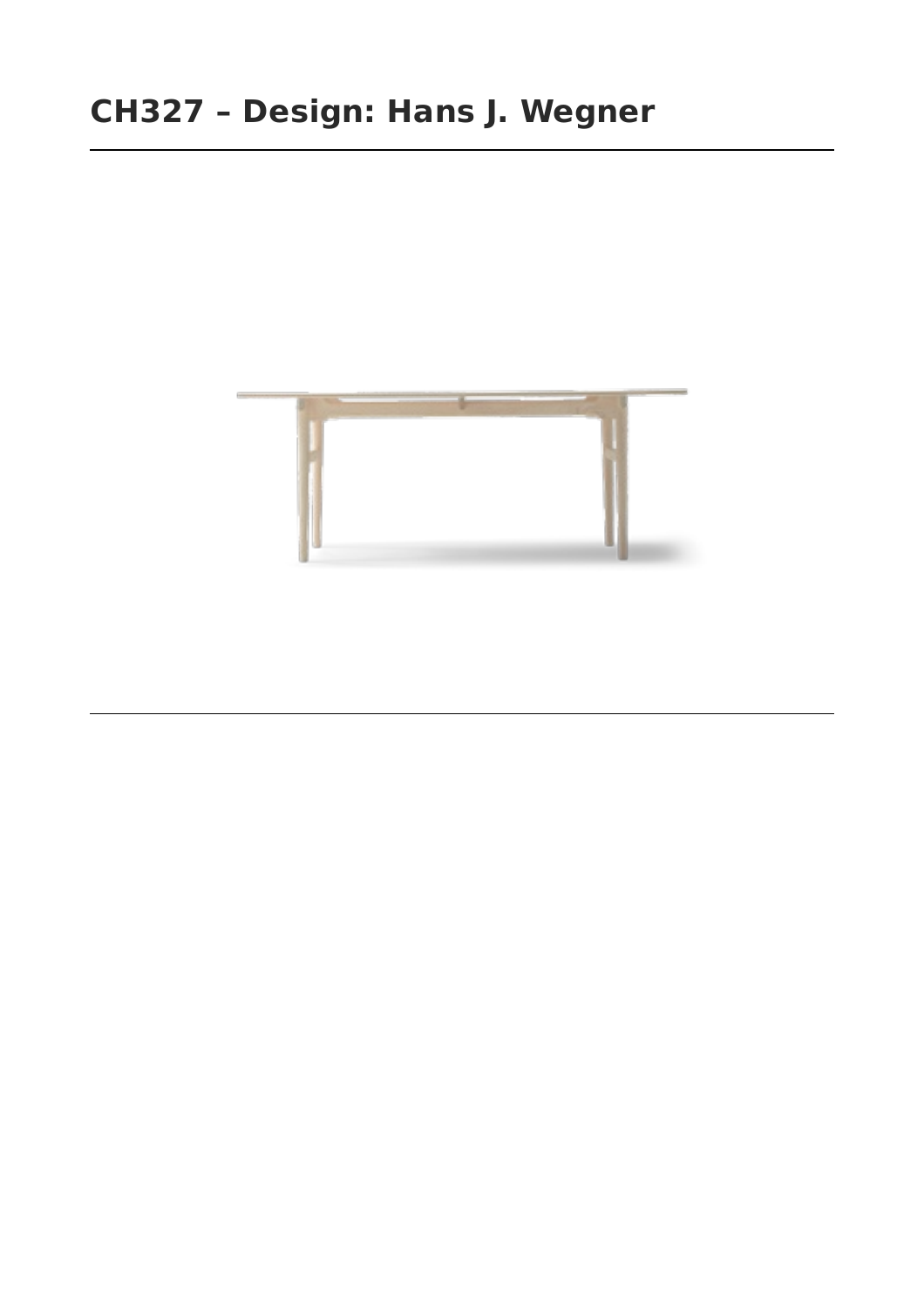# CH327 – Design: Hans J. Wegner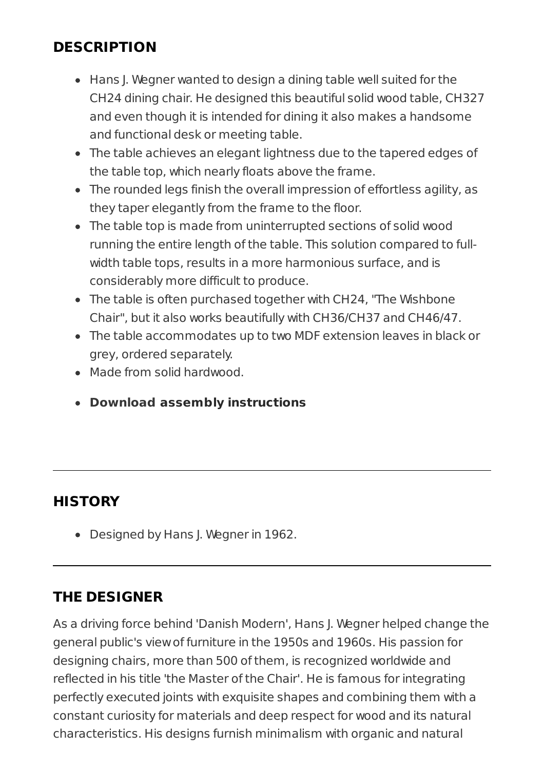## DESCRIPTION

- Hans J. Wegner wanted to design a dining table well suited for the CH24 dining chair. He designed this beautiful solid wood table, CH327 and even though it is intended for dining it also makes a handsome and functional desk or meeting table.
- The table achieves an elegant lightness due to the tapered edges of the table top, which nearly floats above the frame.
- The rounded legs finish the overall impression of effortless agility, as they taper elegantly from the frame to the floor.
- The table top is made from uninterrupted sections of solid wood running the entire length of the table. This solution compared to full-width table tops, results in a more harmonious surface, and is considerably more difficult to produce.
- The table is often purchased together with CH24, "The Wishbone Chair", but it also works beautifully with CH36/CH37 and CH46/47.
- The table accommodates up to two MDF extension leaves in black or grey, ordered separately.
- Made from solid hardwood.
- **Download assembly instructions**

---

## HISTORY

- Designed by Hans J. Wegner in 1962.

---

## THE DESIGNER

As a driving force behind 'Danish Modern', Hans J. Wegner helped change the general public's view of furniture in the 1950s and 1960s. His passion for designing chairs, more than 500 of them, is recognized worldwide and reflected in his title 'the Master of the Chair'. He is famous for integrating perfectly executed joints with exquisite shapes and combining them with a constant curiosity for materials and deep respect for wood and its natural characteristics. His designs furnish minimalism with organic and natural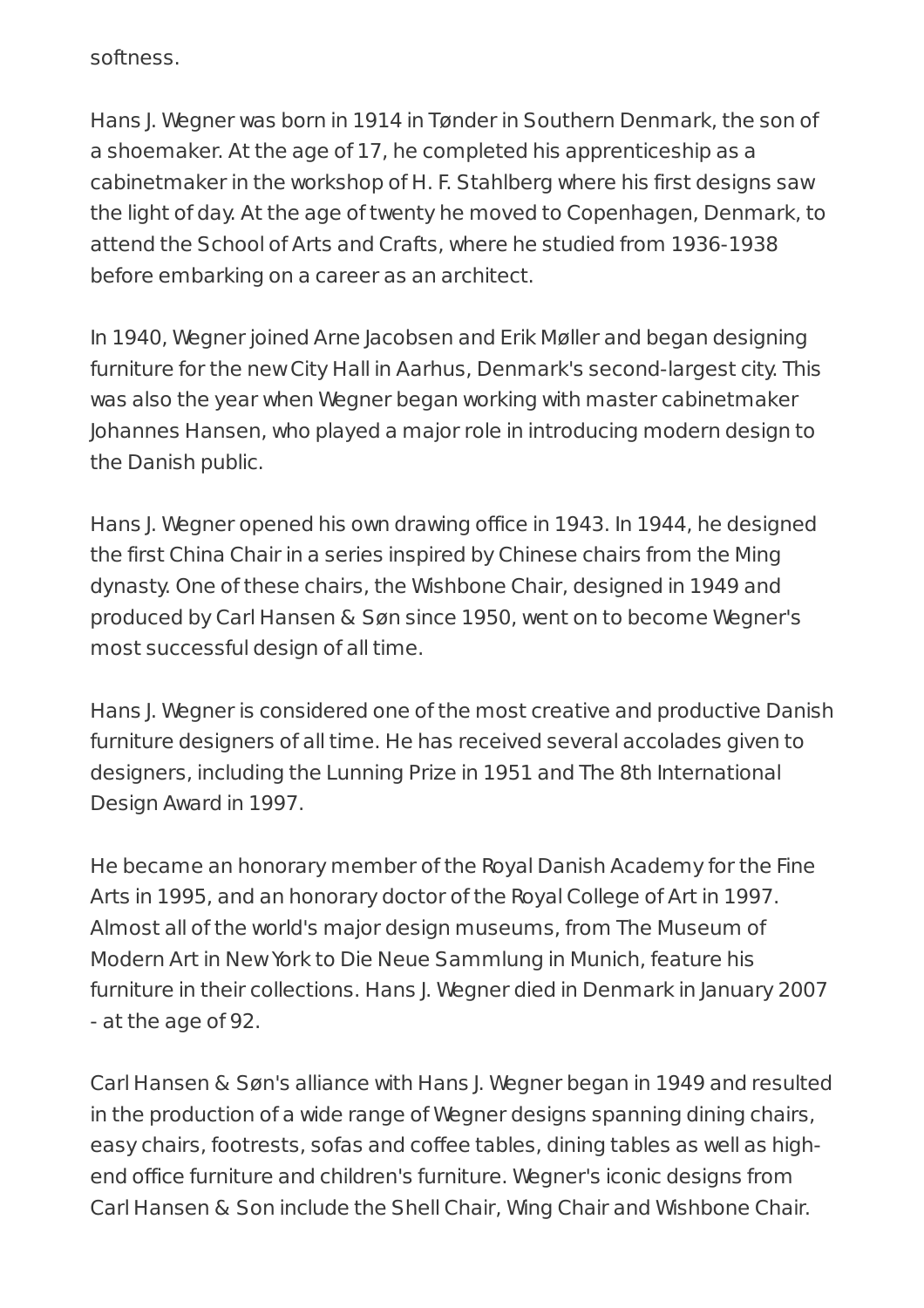softness.

Hans J. Wegner was born in 1914 in Tønder in Southern Denmark, the son of a shoemaker. At the age of 17, he completed his apprenticeship as a cabinetmaker in the workshop of H. F. Stahlberg where his first designs saw the light of day. At the age of twenty he moved to Copenhagen, Denmark, to attend the School of Arts and Crafts, where he studied from 1936-1938 before embarking on a career as an architect.

In 1940, Wegner joined Arne Jacobsen and Erik Møller and began designing furniture for the new City Hall in Aarhus, Denmark's second-largest city. This was also the year when Wegner began working with master cabinetmaker Johannes Hansen, who played a major role in introducing modern design to the Danish public.

Hans J. Wegner opened his own drawing office in 1943. In 1944, he designed the first China Chair in a series inspired by Chinese chairs from the Ming dynasty. One of these chairs, the Wishbone Chair, designed in 1949 and produced by Carl Hansen & Søn since 1950, went on to become Wegner's most successful design of all time.

Hans J. Wegner is considered one of the most creative and productive Danish furniture designers of all time. He has received several accolades given to designers, including the Lunning Prize in 1951 and The 8th International Design Award in 1997.

He became an honorary member of the Royal Danish Academy for the Fine Arts in 1995, and an honorary doctor of the Royal College of Art in 1997. Almost all of the world's major design museums, from The Museum of Modern Art in New York to Die Neue Sammlung in Munich, feature his furniture in their collections. Hans J. Wegner died in Denmark in January 2007 - at the age of 92.

Carl Hansen & Søn's alliance with Hans J. Wegner began in 1949 and resulted in the production of a wide range of Wegner designs spanning dining chairs, easy chairs, footrests, sofas and coffee tables, dining tables as well as high-end office furniture and children's furniture. Wegner's iconic designs from Carl Hansen & Son include the Shell Chair, Wing Chair and Wishbone Chair.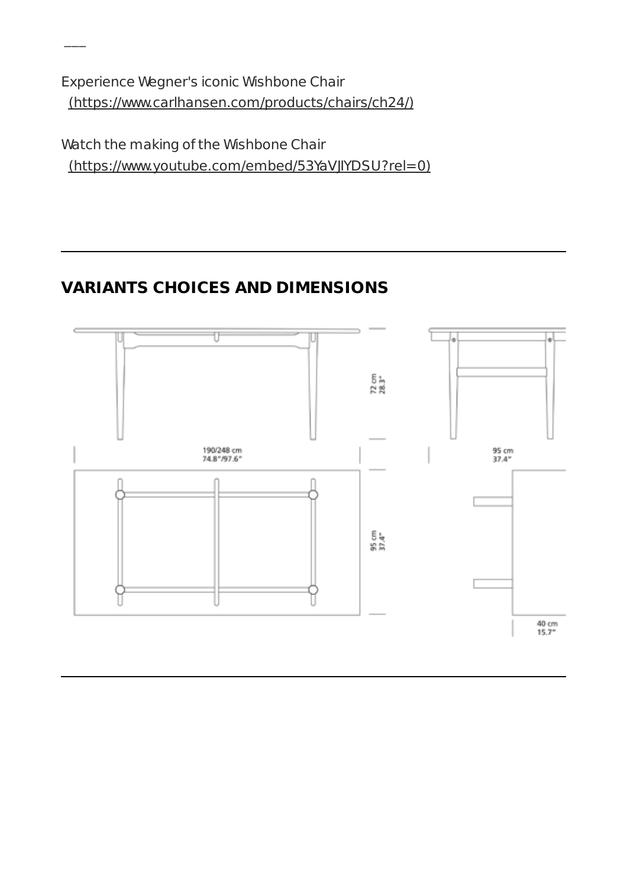---

Experience Wegner's iconic Wishbone Chair
 (https://www.carlhansen.com/products/chairs/ch24/)

Watch the making of the Wishbone Chair
 (https://www.youtube.com/embed/53YaVJIYDSU?rel=0)

---

## VARIANTS CHOICES AND DIMENSIONS

72 cm
28.3"

190/248 cm
74.8"/97.6"

95 cm
37.4"

95 cm
37.4"

40 cm
15.7"

---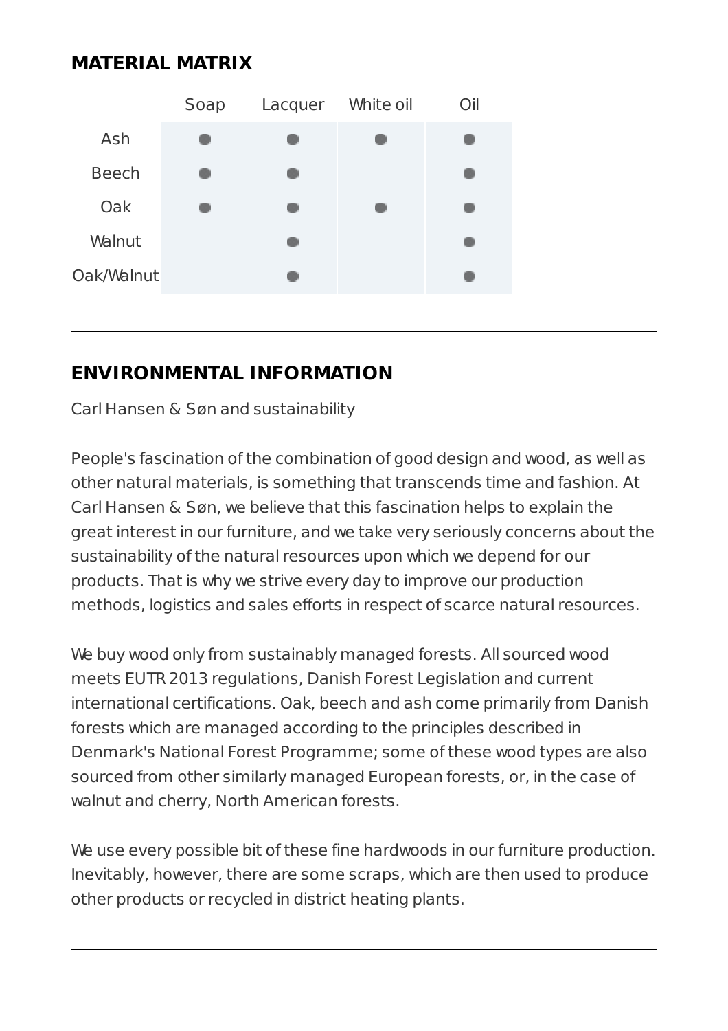## MATERIAL MATRIX

| | Soap | Lacquer | White oil | Oil |
|---|---|---|---|---|
| Ash | ● | ● | ● | ● |
| Beech | ● | ● | | ● |
| Oak | ● | ● | ● | ● |
| Walnut | | ● | | ● |
| Oak/Walnut | | ● | | ● |

---

## ENVIRONMENTAL INFORMATION

Carl Hansen & Søn and sustainability

People's fascination of the combination of good design and wood, as well as other natural materials, is something that transcends time and fashion. At Carl Hansen & Søn, we believe that this fascination helps to explain the great interest in our furniture, and we take very seriously concerns about the sustainability of the natural resources upon which we depend for our products. That is why we strive every day to improve our production methods, logistics and sales efforts in respect of scarce natural resources.

We buy wood only from sustainably managed forests. All sourced wood meets EUTR 2013 regulations, Danish Forest Legislation and current international certifications. Oak, beech and ash come primarily from Danish forests which are managed according to the principles described in Denmark's National Forest Programme; some of these wood types are also sourced from other similarly managed European forests, or, in the case of walnut and cherry, North American forests.

We use every possible bit of these fine hardwoods in our furniture production. Inevitably, however, there are some scraps, which are then used to produce other products or recycled in district heating plants.

---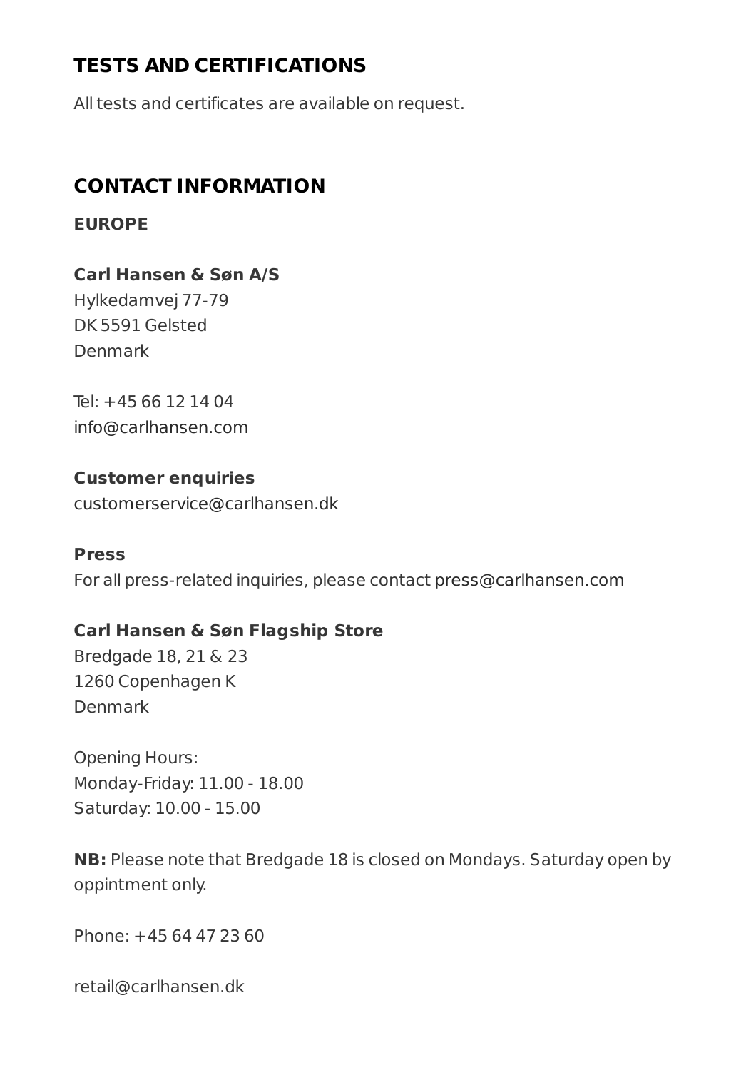## TESTS AND CERTIFICATIONS

All tests and certificates are available on request.

---

## CONTACT INFORMATION

### EUROPE

**Carl Hansen & Søn A/S**
Hylkedamvej 77-79
DK 5591 Gelsted
Denmark

Tel: +45 66 12 14 04
info@carlhansen.com

**Customer enquiries**
customerservice@carlhansen.dk

**Press**
For all press-related inquiries, please contact press@carlhansen.com

**Carl Hansen & Søn Flagship Store**
Bredgade 18, 21 & 23
1260 Copenhagen K
Denmark

Opening Hours:
Monday-Friday: 11.00 - 18.00
Saturday: 10.00 - 15.00

**NB:** Please note that Bredgade 18 is closed on Mondays. Saturday open by oppintment only.

Phone: +45 64 47 23 60

retail@carlhansen.dk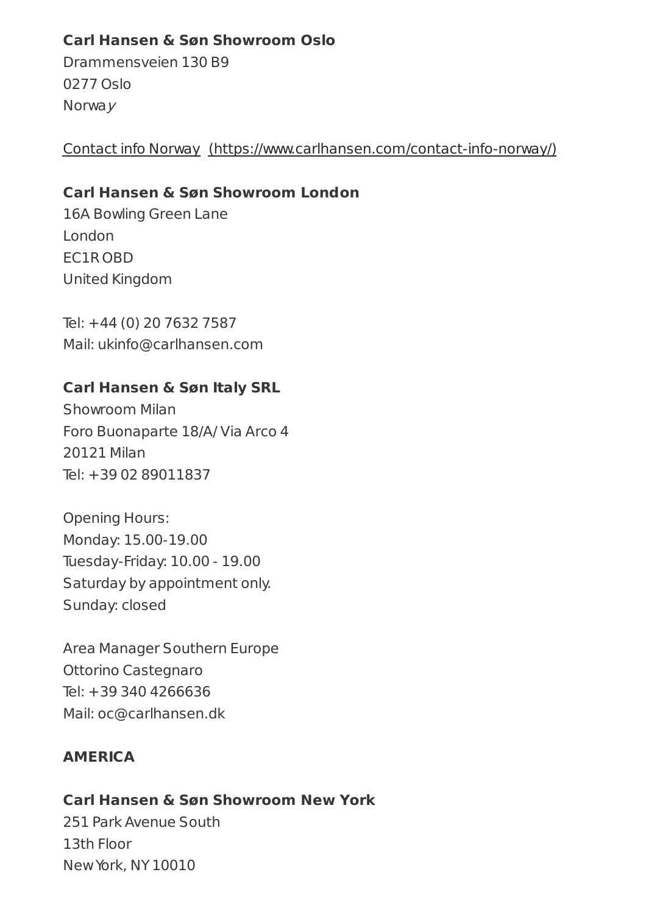**Carl Hansen & Søn Showroom Oslo**
Drammensveien 130 B9
0277 Oslo
Norway

[Contact info Norway (https://www.carlhansen.com/contact-info-norway/)](https://www.carlhansen.com/contact-info-norway/)

**Carl Hansen & Søn Showroom London**
16A Bowling Green Lane
London
EC1R OBD
United Kingdom

Tel: +44 (0) 20 7632 7587
Mail: ukinfo@carlhansen.com

**Carl Hansen & Søn Italy SRL**
Showroom Milan
Foro Buonaparte 18/A/ Via Arco 4
20121 Milan
Tel: +39 02 89011837

Opening Hours:
Monday: 15.00-19.00
Tuesday-Friday: 10.00 - 19.00
Saturday by appointment only.
Sunday: closed

Area Manager Southern Europe
Ottorino Castegnaro
Tel: +39 340 4266636
Mail: oc@carlhansen.dk

**AMERICA**

**Carl Hansen & Søn Showroom New York**
251 Park Avenue South
13th Floor
New York, NY 10010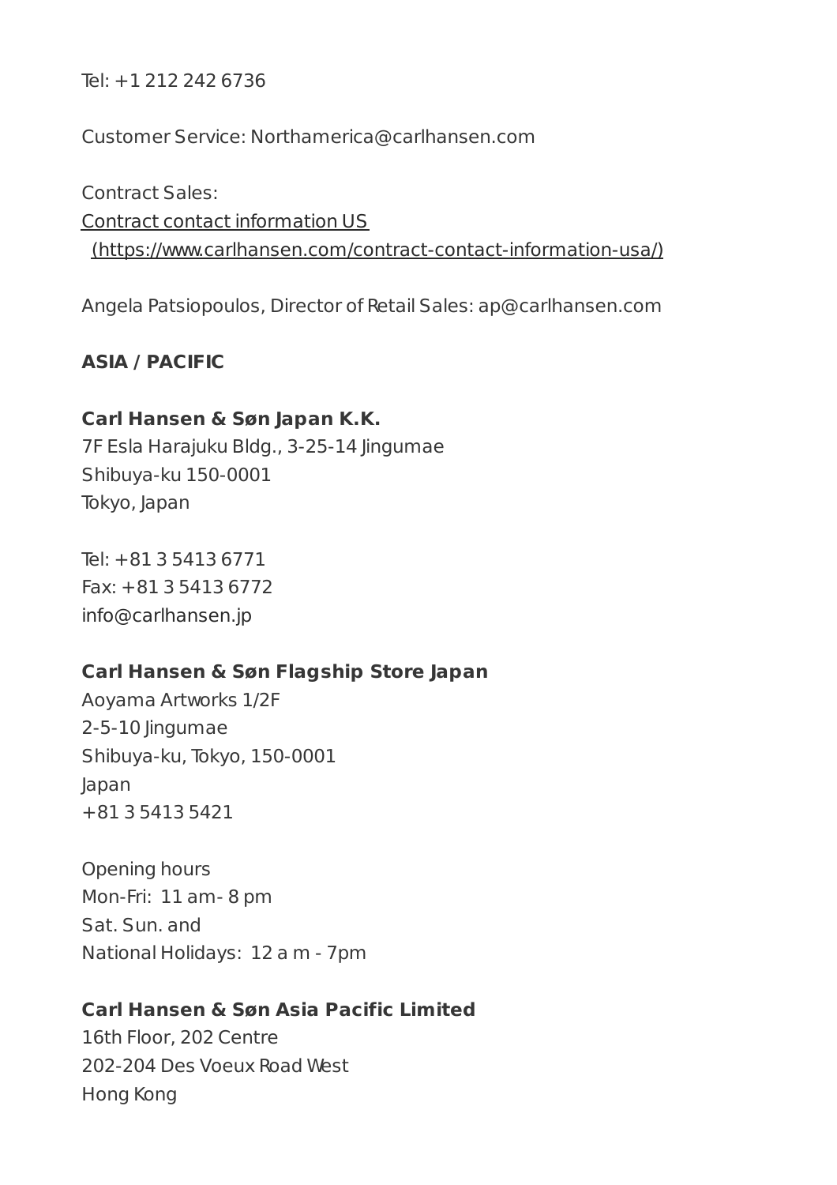Tel: +1 212 242 6736

Customer Service: Northamerica@carlhansen.com

Contract Sales:
[Contract contact information US (https://www.carlhansen.com/contract-contact-information-usa/)](https://www.carlhansen.com/contract-contact-information-usa/)

Angela Patsiopoulos, Director of Retail Sales: ap@carlhansen.com

**ASIA / PACIFIC**

**Carl Hansen & Søn Japan K.K.**
7F Esla Harajuku Bldg., 3-25-14 Jingumae
Shibuya-ku 150-0001
Tokyo, Japan

Tel: +81 3 5413 6771
Fax: +81 3 5413 6772
info@carlhansen.jp

**Carl Hansen & Søn Flagship Store Japan**
Aoyama Artworks 1/2F
2-5-10 Jingumae
Shibuya-ku, Tokyo, 150-0001
Japan
+81 3 5413 5421

Opening hours
Mon-Fri: 11 am- 8 pm
Sat. Sun. and
National Holidays: 12 a m - 7pm

**Carl Hansen & Søn Asia Pacific Limited**
16th Floor, 202 Centre
202-204 Des Voeux Road West
Hong Kong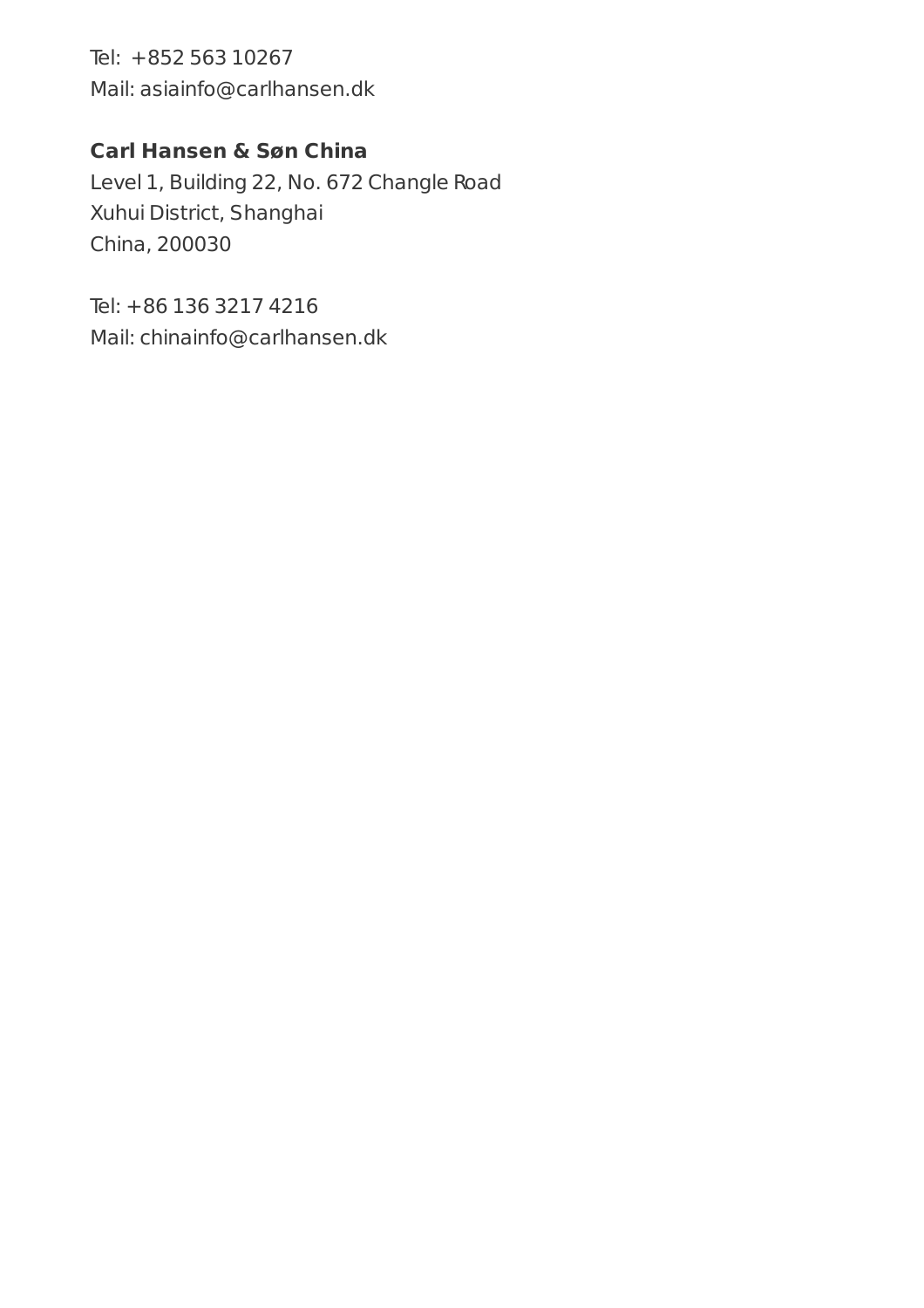Tel:  +852 563 10267
Mail: asiainfo@carlhansen.dk

**Carl Hansen & Søn China**
Level 1, Building 22, No. 672 Changle Road
Xuhui District, Shanghai
China, 200030

Tel: +86 136 3217 4216
Mail: chinainfo@carlhansen.dk